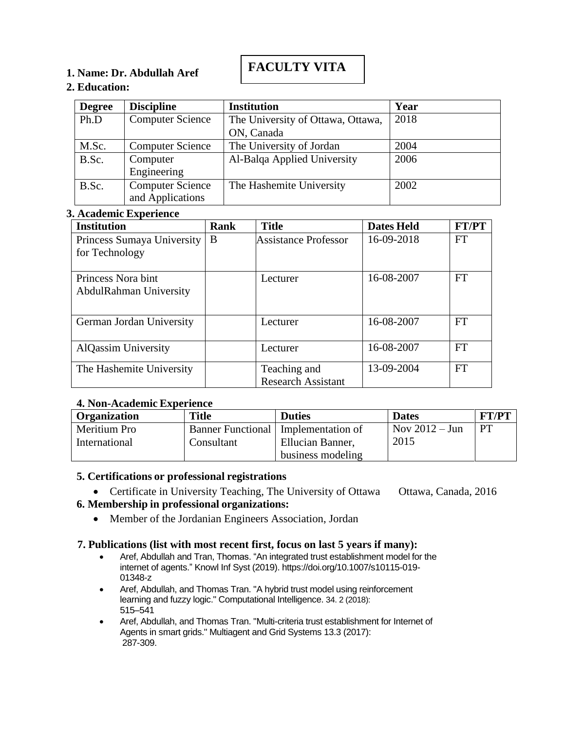# FACULTY VITA

**1. Name: Dr. Abdullah Aref**

**2. Education:**

| Degree | Discipline | Institution | Year |
|---|---|---|---|
| Ph.D | Computer Science | The University of Ottawa, Ottawa, ON, Canada | 2018 |
| M.Sc. | Computer Science | The University of Jordan | 2004 |
| B.Sc. | Computer Engineering | Al-Balqa Applied University | 2006 |
| B.Sc. | Computer Science and Applications | The Hashemite University | 2002 |

**3. Academic Experience**

| Institution | Rank | Title | Dates Held | FT/PT |
|---|---|---|---|---|
| Princess Sumaya University for Technology | B | Assistance Professor | 16-09-2018 | FT |
| Princess Nora bint AbdulRahman University | | Lecturer | 16-08-2007 | FT |
| German Jordan University | | Lecturer | 16-08-2007 | FT |
| AlQassim University | | Lecturer | 16-08-2007 | FT |
| The Hashemite University | | Teaching and Research Assistant | 13-09-2004 | FT |

**4. Non-Academic Experience**

| Organization | Title | Duties | Dates | FT/PT |
|---|---|---|---|---|
| Meritium Pro International | Banner Functional Consultant | Implementation of Ellucian Banner, business modeling | Nov 2012 – Jun 2015 | PT |

**5. Certifications or professional registrations**

- Certificate in University Teaching, The University of Ottawa Ottawa, Canada, 2016

**6. Membership in professional organizations:**

- Member of the Jordanian Engineers Association, Jordan

**7. Publications (list with most recent first, focus on last 5 years if many):**

- Aref, Abdullah and Tran, Thomas. "An integrated trust establishment model for the internet of agents." Knowl Inf Syst (2019). https://doi.org/10.1007/s10115-019-01348-z
- Aref, Abdullah, and Thomas Tran. "A hybrid trust model using reinforcement learning and fuzzy logic." Computational Intelligence. 34. 2 (2018): 515–541
- Aref, Abdullah, and Thomas Tran. "Multi-criteria trust establishment for Internet of Agents in smart grids." Multiagent and Grid Systems 13.3 (2017): 287-309.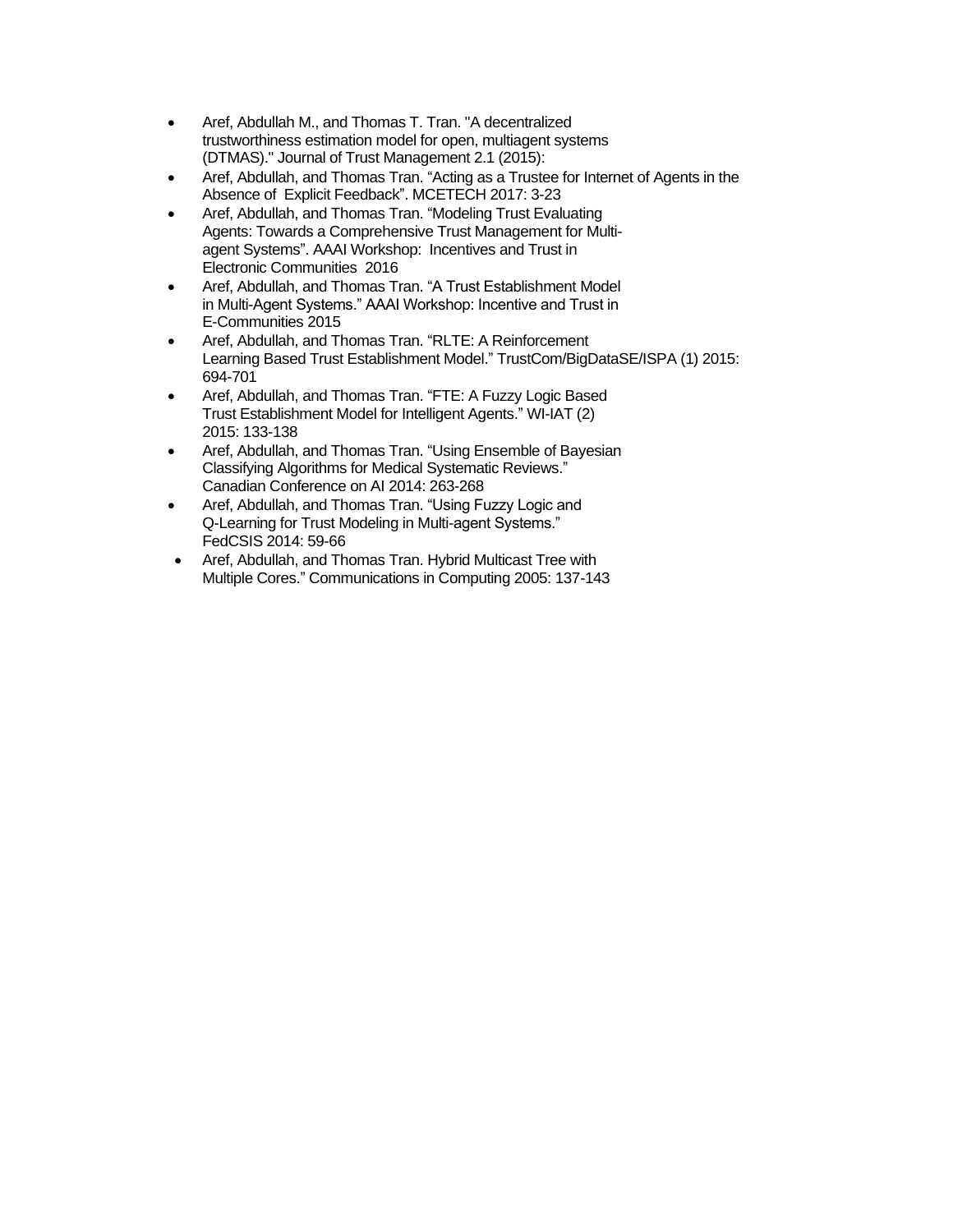- Aref, Abdullah M., and Thomas T. Tran. "A decentralized trustworthiness estimation model for open, multiagent systems (DTMAS)." Journal of Trust Management 2.1 (2015):
- Aref, Abdullah, and Thomas Tran. "Acting as a Trustee for Internet of Agents in the Absence of Explicit Feedback". MCETECH 2017: 3-23
- Aref, Abdullah, and Thomas Tran. "Modeling Trust Evaluating Agents: Towards a Comprehensive Trust Management for Multi-agent Systems". AAAI Workshop: Incentives and Trust in Electronic Communities 2016
- Aref, Abdullah, and Thomas Tran. "A Trust Establishment Model in Multi-Agent Systems." AAAI Workshop: Incentive and Trust in E-Communities 2015
- Aref, Abdullah, and Thomas Tran. "RLTE: A Reinforcement Learning Based Trust Establishment Model." TrustCom/BigDataSE/ISPA (1) 2015: 694-701
- Aref, Abdullah, and Thomas Tran. "FTE: A Fuzzy Logic Based Trust Establishment Model for Intelligent Agents." WI-IAT (2) 2015: 133-138
- Aref, Abdullah, and Thomas Tran. "Using Ensemble of Bayesian Classifying Algorithms for Medical Systematic Reviews." Canadian Conference on AI 2014: 263-268
- Aref, Abdullah, and Thomas Tran. "Using Fuzzy Logic and Q-Learning for Trust Modeling in Multi-agent Systems." FedCSIS 2014: 59-66
- Aref, Abdullah, and Thomas Tran. Hybrid Multicast Tree with Multiple Cores." Communications in Computing 2005: 137-143